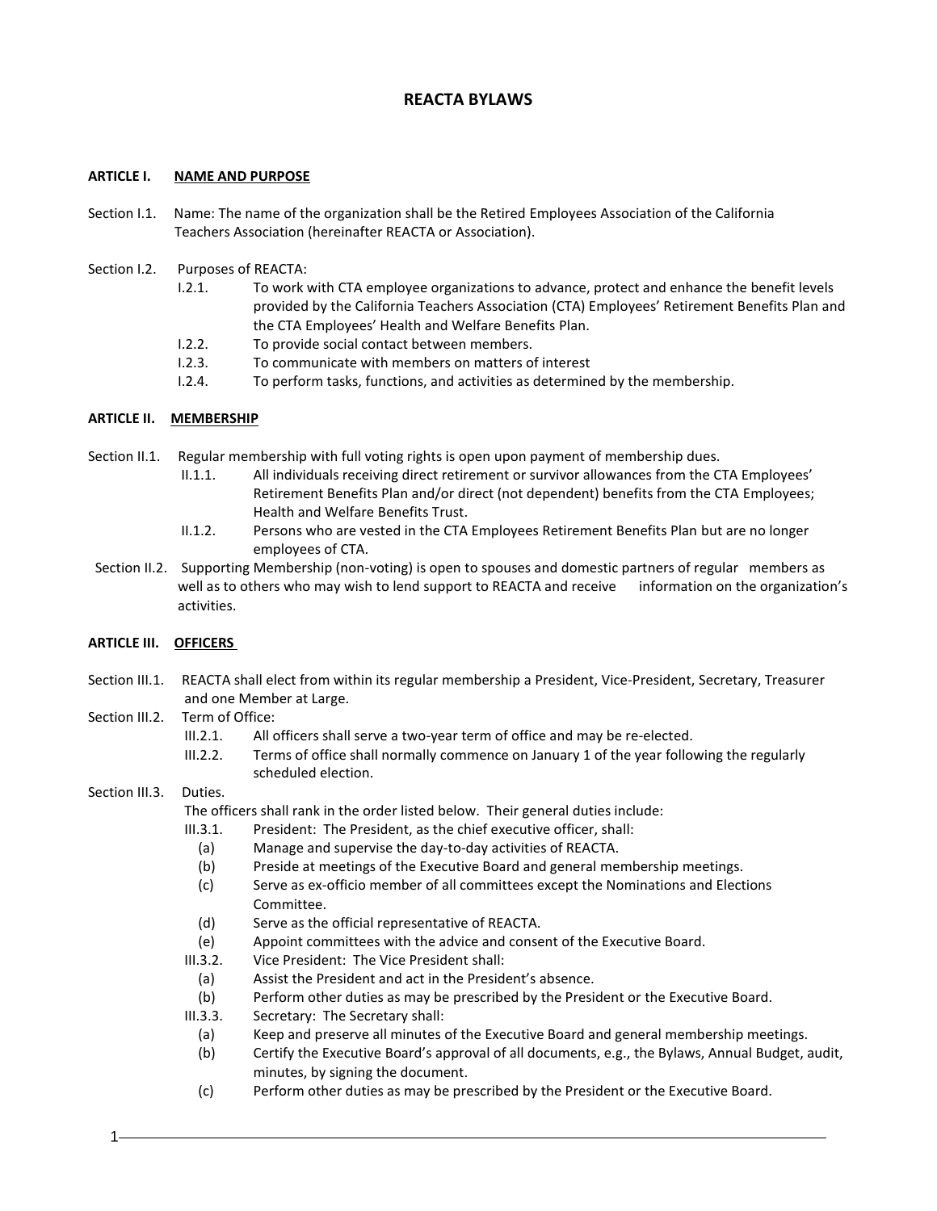# REACTA BYLAWS

## ARTICLE I. NAME AND PURPOSE

Section I.1. Name: The name of the organization shall be the Retired Employees Association of the California Teachers Association (hereinafter REACTA or Association).

Section I.2. Purposes of REACTA:

- I.2.1. To work with CTA employee organizations to advance, protect and enhance the benefit levels provided by the California Teachers Association (CTA) Employees' Retirement Benefits Plan and the CTA Employees' Health and Welfare Benefits Plan.
- I.2.2. To provide social contact between members.
- I.2.3. To communicate with members on matters of interest
- I.2.4. To perform tasks, functions, and activities as determined by the membership.

## ARTICLE II. MEMBERSHIP

Section II.1. Regular membership with full voting rights is open upon payment of membership dues.

- II.1.1. All individuals receiving direct retirement or survivor allowances from the CTA Employees' Retirement Benefits Plan and/or direct (not dependent) benefits from the CTA Employees; Health and Welfare Benefits Trust.
- II.1.2. Persons who are vested in the CTA Employees Retirement Benefits Plan but are no longer employees of CTA.

Section II.2. Supporting Membership (non-voting) is open to spouses and domestic partners of regular members as well as to others who may wish to lend support to REACTA and receive information on the organization's activities.

## ARTICLE III. OFFICERS

Section III.1. REACTA shall elect from within its regular membership a President, Vice-President, Secretary, Treasurer and one Member at Large.

Section III.2. Term of Office:

- III.2.1. All officers shall serve a two-year term of office and may be re-elected.
- III.2.2. Terms of office shall normally commence on January 1 of the year following the regularly scheduled election.

Section III.3. Duties.

The officers shall rank in the order listed below. Their general duties include:

- III.3.1. President: The President, as the chief executive officer, shall:
  - (a) Manage and supervise the day-to-day activities of REACTA.
  - (b) Preside at meetings of the Executive Board and general membership meetings.
  - (c) Serve as ex-officio member of all committees except the Nominations and Elections Committee.
  - (d) Serve as the official representative of REACTA.
  - (e) Appoint committees with the advice and consent of the Executive Board.
- III.3.2. Vice President: The Vice President shall:
  - (a) Assist the President and act in the President's absence.
  - (b) Perform other duties as may be prescribed by the President or the Executive Board.
- III.3.3. Secretary: The Secretary shall:
  - (a) Keep and preserve all minutes of the Executive Board and general membership meetings.
  - (b) Certify the Executive Board's approval of all documents, e.g., the Bylaws, Annual Budget, audit, minutes, by signing the document.
  - (c) Perform other duties as may be prescribed by the President or the Executive Board.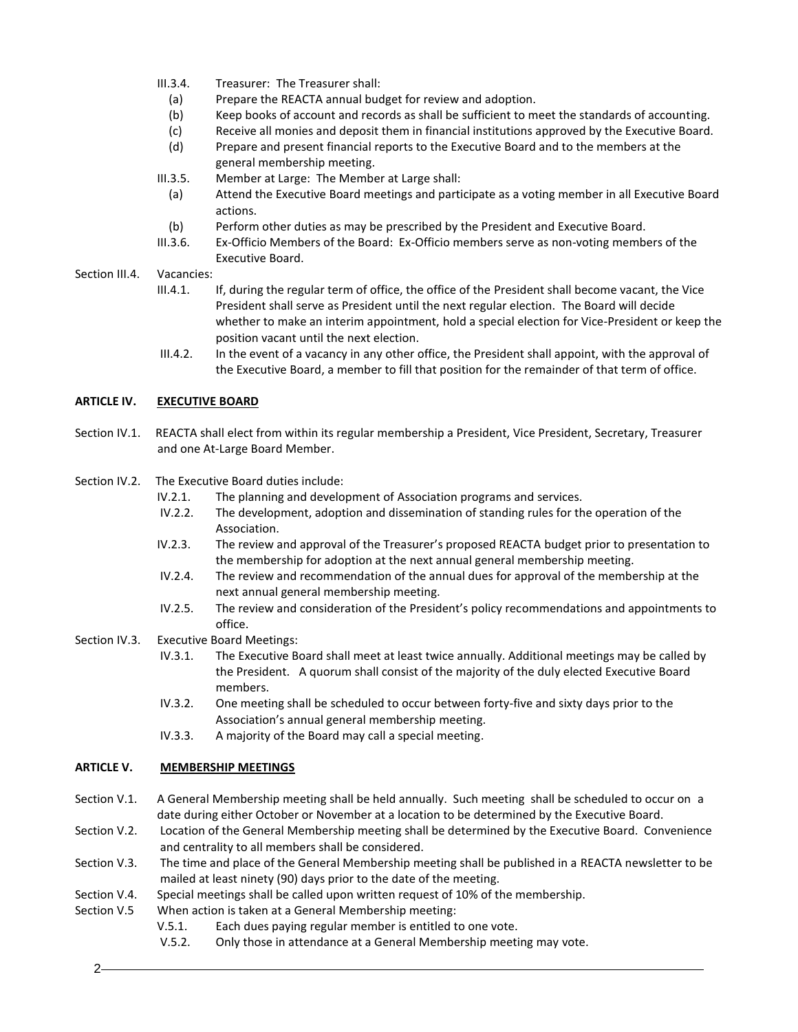III.3.4. Treasurer: The Treasurer shall:

(a) Prepare the REACTA annual budget for review and adoption.

(b) Keep books of account and records as shall be sufficient to meet the standards of accounting.

(c) Receive all monies and deposit them in financial institutions approved by the Executive Board.

(d) Prepare and present financial reports to the Executive Board and to the members at the general membership meeting.

III.3.5. Member at Large: The Member at Large shall:

(a) Attend the Executive Board meetings and participate as a voting member in all Executive Board actions.

(b) Perform other duties as may be prescribed by the President and Executive Board.

III.3.6. Ex-Officio Members of the Board: Ex-Officio members serve as non-voting members of the Executive Board.

Section III.4. Vacancies:

III.4.1. If, during the regular term of office, the office of the President shall become vacant, the Vice President shall serve as President until the next regular election. The Board will decide whether to make an interim appointment, hold a special election for Vice-President or keep the position vacant until the next election.

III.4.2. In the event of a vacancy in any other office, the President shall appoint, with the approval of the Executive Board, a member to fill that position for the remainder of that term of office.

## ARTICLE IV. EXECUTIVE BOARD

Section IV.1. REACTA shall elect from within its regular membership a President, Vice President, Secretary, Treasurer and one At-Large Board Member.

Section IV.2. The Executive Board duties include:

IV.2.1. The planning and development of Association programs and services.

IV.2.2. The development, adoption and dissemination of standing rules for the operation of the Association.

IV.2.3. The review and approval of the Treasurer's proposed REACTA budget prior to presentation to the membership for adoption at the next annual general membership meeting.

IV.2.4. The review and recommendation of the annual dues for approval of the membership at the next annual general membership meeting.

IV.2.5. The review and consideration of the President's policy recommendations and appointments to office.

Section IV.3. Executive Board Meetings:

IV.3.1. The Executive Board shall meet at least twice annually. Additional meetings may be called by the President. A quorum shall consist of the majority of the duly elected Executive Board members.

IV.3.2. One meeting shall be scheduled to occur between forty-five and sixty days prior to the Association's annual general membership meeting.

IV.3.3. A majority of the Board may call a special meeting.

## ARTICLE V. MEMBERSHIP MEETINGS

Section V.1. A General Membership meeting shall be held annually. Such meeting shall be scheduled to occur on a date during either October or November at a location to be determined by the Executive Board.

Section V.2. Location of the General Membership meeting shall be determined by the Executive Board. Convenience and centrality to all members shall be considered.

Section V.3. The time and place of the General Membership meeting shall be published in a REACTA newsletter to be mailed at least ninety (90) days prior to the date of the meeting.

Section V.4. Special meetings shall be called upon written request of 10% of the membership.

Section V.5 When action is taken at a General Membership meeting:

V.5.1. Each dues paying regular member is entitled to one vote.

V.5.2. Only those in attendance at a General Membership meeting may vote.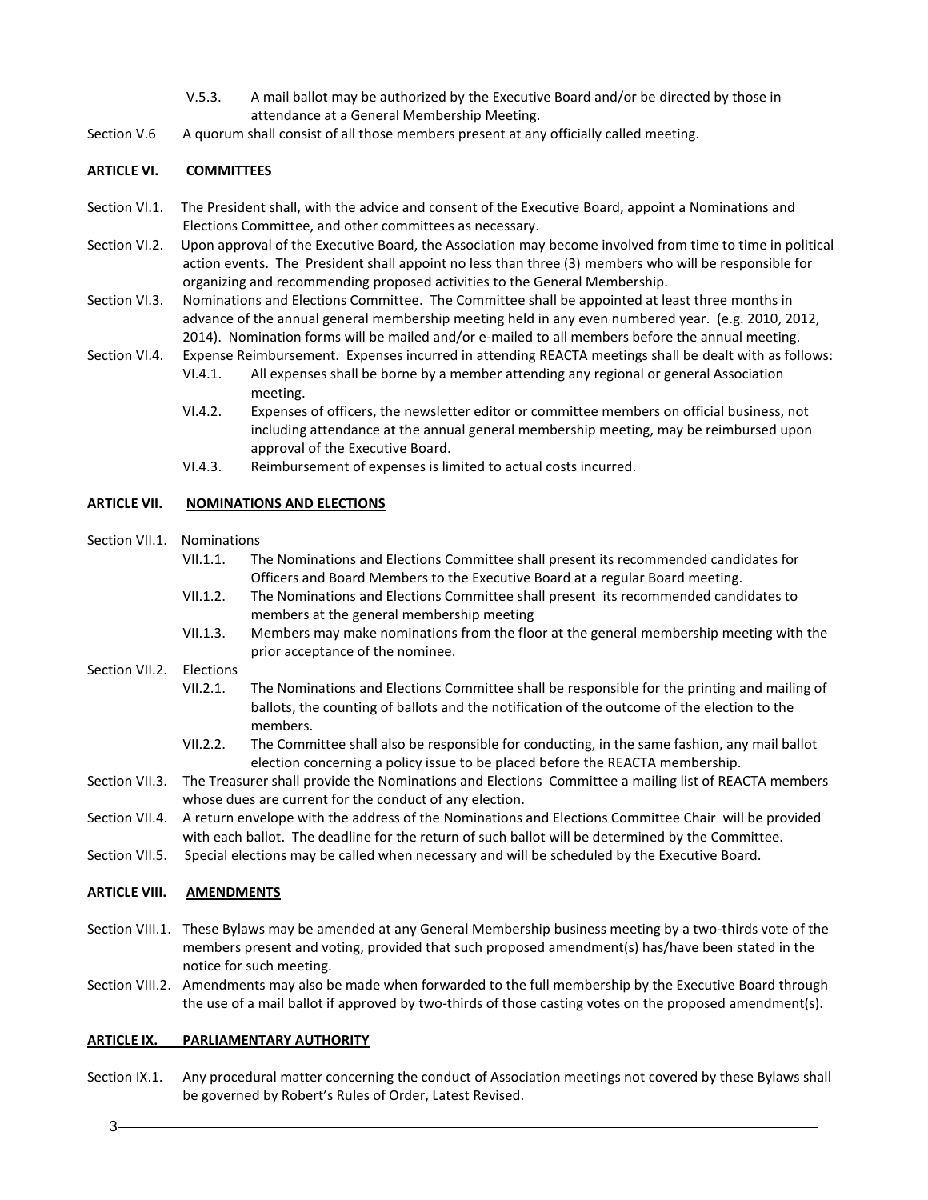V.5.3. A mail ballot may be authorized by the Executive Board and/or be directed by those in attendance at a General Membership Meeting.

Section V.6 A quorum shall consist of all those members present at any officially called meeting.

## ARTICLE VI. COMMITTEES

Section VI.1. The President shall, with the advice and consent of the Executive Board, appoint a Nominations and Elections Committee, and other committees as necessary.

Section VI.2. Upon approval of the Executive Board, the Association may become involved from time to time in political action events. The President shall appoint no less than three (3) members who will be responsible for organizing and recommending proposed activities to the General Membership.

Section VI.3. Nominations and Elections Committee. The Committee shall be appointed at least three months in advance of the annual general membership meeting held in any even numbered year. (e.g. 2010, 2012, 2014). Nomination forms will be mailed and/or e-mailed to all members before the annual meeting.

Section VI.4. Expense Reimbursement. Expenses incurred in attending REACTA meetings shall be dealt with as follows:

- VI.4.1. All expenses shall be borne by a member attending any regional or general Association meeting.
- VI.4.2. Expenses of officers, the newsletter editor or committee members on official business, not including attendance at the annual general membership meeting, may be reimbursed upon approval of the Executive Board.
- VI.4.3. Reimbursement of expenses is limited to actual costs incurred.

## ARTICLE VII. NOMINATIONS AND ELECTIONS

Section VII.1. Nominations

- VII.1.1. The Nominations and Elections Committee shall present its recommended candidates for Officers and Board Members to the Executive Board at a regular Board meeting.
- VII.1.2. The Nominations and Elections Committee shall present its recommended candidates to members at the general membership meeting
- VII.1.3. Members may make nominations from the floor at the general membership meeting with the prior acceptance of the nominee.

Section VII.2. Elections

- VII.2.1. The Nominations and Elections Committee shall be responsible for the printing and mailing of ballots, the counting of ballots and the notification of the outcome of the election to the members.
- VII.2.2. The Committee shall also be responsible for conducting, in the same fashion, any mail ballot election concerning a policy issue to be placed before the REACTA membership.

Section VII.3. The Treasurer shall provide the Nominations and Elections Committee a mailing list of REACTA members whose dues are current for the conduct of any election.

Section VII.4. A return envelope with the address of the Nominations and Elections Committee Chair will be provided with each ballot. The deadline for the return of such ballot will be determined by the Committee.

Section VII.5. Special elections may be called when necessary and will be scheduled by the Executive Board.

## ARTICLE VIII. AMENDMENTS

Section VIII.1. These Bylaws may be amended at any General Membership business meeting by a two-thirds vote of the members present and voting, provided that such proposed amendment(s) has/have been stated in the notice for such meeting.

Section VIII.2. Amendments may also be made when forwarded to the full membership by the Executive Board through the use of a mail ballot if approved by two-thirds of those casting votes on the proposed amendment(s).

## ARTICLE IX. PARLIAMENTARY AUTHORITY

Section IX.1. Any procedural matter concerning the conduct of Association meetings not covered by these Bylaws shall be governed by Robert's Rules of Order, Latest Revised.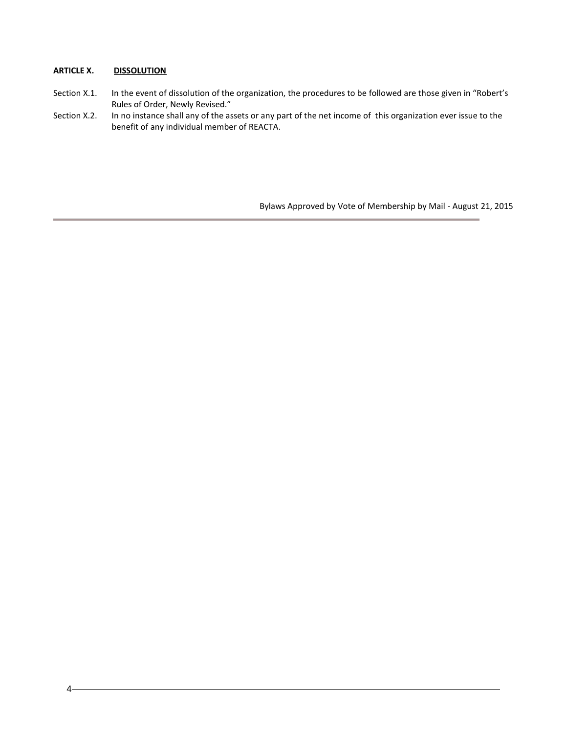**ARTICLE X. DISSOLUTION**

Section X.1. In the event of dissolution of the organization, the procedures to be followed are those given in "Robert's Rules of Order, Newly Revised."

Section X.2. In no instance shall any of the assets or any part of the net income of this organization ever issue to the benefit of any individual member of REACTA.

Bylaws Approved by Vote of Membership by Mail - August 21, 2015